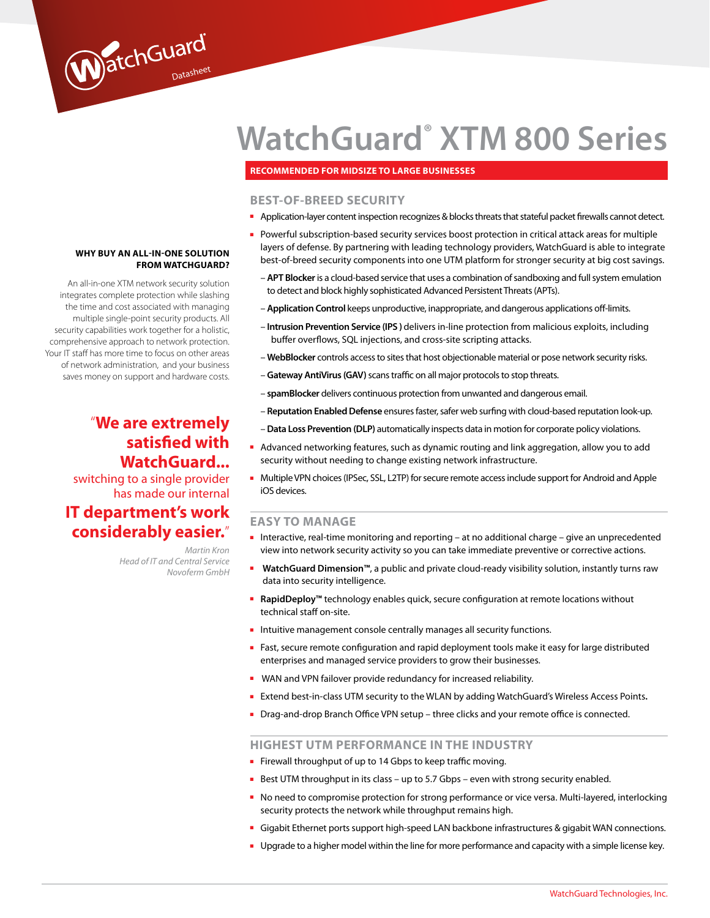WatchGuard Datasheet

# WatchGuard® XTM 800 Series

**RECOMMENDED FOR MIDSIZE TO LARGE BUSINESSES**

### WHY BUY AN ALL-IN-ONE SOLUTION FROM WATCHGUARD?

An all-in-one XTM network security solution integrates complete protection while slashing the time and cost associated with managing multiple single-point security products. All security capabilities work together for a holistic, comprehensive approach to network protection. Your IT staff has more time to focus on other areas of network administration, and your business saves money on support and hardware costs.

"**We are extremely satisfied with WatchGuard...** switching to a single provider has made our internal **IT department's work considerably easier.**"

*Martin Kron*
*Head of IT and Central Service*
*Novoferm GmbH*

## BEST-OF-BREED SECURITY

- Application-layer content inspection recognizes & blocks threats that stateful packet firewalls cannot detect.
- Powerful subscription-based security services boost protection in critical attack areas for multiple layers of defense. By partnering with leading technology providers, WatchGuard is able to integrate best-of-breed security components into one UTM platform for stronger security at big cost savings.
  - **APT Blocker** is a cloud-based service that uses a combination of sandboxing and full system emulation to detect and block highly sophisticated Advanced Persistent Threats (APTs).
  - **Application Control** keeps unproductive, inappropriate, and dangerous applications off-limits.
  - **Intrusion Prevention Service (IPS )** delivers in-line protection from malicious exploits, including buffer overflows, SQL injections, and cross-site scripting attacks.
  - **WebBlocker** controls access to sites that host objectionable material or pose network security risks.
  - **Gateway AntiVirus (GAV)** scans traffic on all major protocols to stop threats.
  - **spamBlocker** delivers continuous protection from unwanted and dangerous email.
  - **Reputation Enabled Defense** ensures faster, safer web surfing with cloud-based reputation look-up.
  - **Data Loss Prevention (DLP)** automatically inspects data in motion for corporate policy violations.
- Advanced networking features, such as dynamic routing and link aggregation, allow you to add security without needing to change existing network infrastructure.
- Multiple VPN choices (IPSec, SSL, L2TP) for secure remote access include support for Android and Apple iOS devices.

## EASY TO MANAGE

- Interactive, real-time monitoring and reporting – at no additional charge – give an unprecedented view into network security activity so you can take immediate preventive or corrective actions.
- **WatchGuard Dimension™**, a public and private cloud-ready visibility solution, instantly turns raw data into security intelligence.
- **RapidDeploy™** technology enables quick, secure configuration at remote locations without technical staff on-site.
- Intuitive management console centrally manages all security functions.
- Fast, secure remote configuration and rapid deployment tools make it easy for large distributed enterprises and managed service providers to grow their businesses.
- WAN and VPN failover provide redundancy for increased reliability.
- Extend best-in-class UTM security to the WLAN by adding WatchGuard's Wireless Access Points.
- Drag-and-drop Branch Office VPN setup – three clicks and your remote office is connected.

## HIGHEST UTM PERFORMANCE IN THE INDUSTRY

- Firewall throughput of up to 14 Gbps to keep traffic moving.
- Best UTM throughput in its class – up to 5.7 Gbps – even with strong security enabled.
- No need to compromise protection for strong performance or vice versa. Multi-layered, interlocking security protects the network while throughput remains high.
- Gigabit Ethernet ports support high-speed LAN backbone infrastructures & gigabit WAN connections.
- Upgrade to a higher model within the line for more performance and capacity with a simple license key.

WatchGuard Technologies, Inc.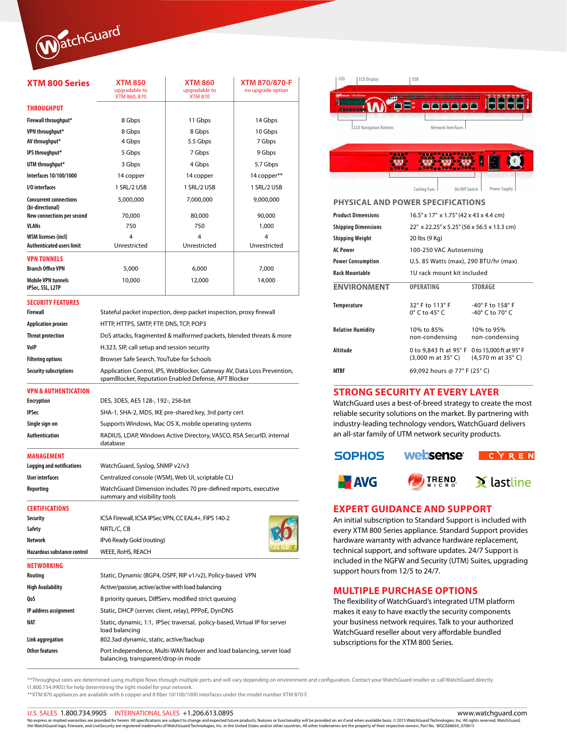## XTM 800 Series

| XTM 800 Series | XTM 850 upgradable to XTM 860, 870 | XTM 860 upgradable to XTM 870 | XTM 870/870-F no upgrade option |
|---|---|---|---|
| **THROUGHPUT** | | | |
| Firewall throughput* | 8 Gbps | 11 Gbps | 14 Gbps |
| VPN throughput* | 8 Gbps | 8 Gbps | 10 Gbps |
| AV throughput* | 4 Gbps | 5.5 Gbps | 7 Gbps |
| IPS throughput* | 5 Gbps | 7 Gbps | 9 Gbps |
| UTM throughput* | 3 Gbps | 4 Gbps | 5.7 Gbps |
| Interfaces 10/100/1000 | 14 copper | 14 copper | 14 copper** |
| I/0 interfaces | 1 SRL/2 USB | 1 SRL/2 USB | 1 SRL/2 USB |
| Concurrent connections (bi-directional) | 5,000,000 | 7,000,000 | 9,000,000 |
| New connections per second | 70,000 | 80,000 | 90,000 |
| VLANs | 750 | 750 | 1,000 |
| WSM licenses (incl) | 4 | 4 | 4 |
| Authenticated users limit | Unrestricted | Unrestricted | Unrestricted |
| **VPN TUNNELS** | | | |
| Branch Office VPN | 5,000 | 6,000 | 7,000 |
| Mobile VPN tunnels IPSec, SSL, L2TP | 10,000 | 12,000 | 14,000 |

### SECURITY FEATURES

| | |
|---|---|
| Firewall | Stateful packet inspection, deep packet inspection, proxy firewall |
| Application proxies | HTTP, HTTPS, SMTP, FTP, DNS, TCP, POP3 |
| Threat protection | DoS attacks, fragmented & malformed packets, blended threats & more |
| VoIP | H.323, SIP, call setup and session security |
| Filtering options | Browser Safe Search, YouTube for Schools |
| Security subscriptions | Application Control, IPS, WebBlocker, Gateway AV, Data Loss Prevention, spamBlocker, Reputation Enabled Defense, APT Blocker |

### VPN & AUTHENTICATION

| | |
|---|---|
| Encryption | DES, 3DES, AES 128-, 192-, 256-bit |
| IPSec | SHA-1, SHA-2, MD5, IKE pre-shared key, 3rd party cert |
| Single sign-on | Supports Windows, Mac OS X, mobile operating systems |
| Authentication | RADIUS, LDAP, Windows Active Directory, VASCO, RSA SecurID, internal database |

### MANAGEMENT

| | |
|---|---|
| Logging and notifications | WatchGuard, Syslog, SNMP v2/v3 |
| User interfaces | Centralized console (WSM), Web UI, scriptable CLI |
| Reporting | WatchGuard Dimension includes 70 pre-defined reports, executive summary and visibility tools |

### CERTIFICATIONS

| | |
|---|---|
| Security | ICSA Firewall, ICSA IPSec VPN, CC EAL4+, FIPS 140-2 |
| Safety | NRTL/C, CB |
| Network | IPv6 Ready Gold (routing) |
| Hazardous substance control | WEEE, RoHS, REACH |

### NETWORKING

| | |
|---|---|
| Routing | Static, Dynamic (BGP4, OSPF, RIP v1/v2), Policy-based VPN |
| High Availability | Active/passive, active/active with load balancing |
| QoS | 8 priority queues, DiffServ, modified strict queuing |
| IP address assignment | Static, DHCP (server, client, relay), PPPoE, DynDNS |
| NAT | Static, dynamic, 1:1, IPSec traversal, policy-based, Virtual IP for server load balancing |
| Link aggregation | 802.3ad dynamic, static, active/backup |
| Other features | Port Independence, Multi-WAN failover and load balancing, server load balancing, transparent/drop-in mode |

LED · LCD Display · USB · LCD Navigation Buttons · Network Interfaces

Cooling Fans · On/Off Switch · Power Supply

### PHYSICAL AND POWER SPECIFICATIONS

| | |
|---|---|
| Product Dimensions | 16.5" x 17" x 1.75" (42 x 43 x 4.4 cm) |
| Shipping Dimensions | 22" x 22.25" x 5.25" (56 x 56.5 x 13.3 cm) |
| Shipping Weight | 20 lbs (9 Kg) |
| AC Power | 100-250 VAC Autosensing |
| Power Consumption | U.S. 85 Watts (max), 290 BTU/hr (max) |
| Rack Mountable | 1U rack mount kit included |

| ENVIRONMENT | OPERATING | STORAGE |
|---|---|---|
| Temperature | 32° F to 113° F<br>0° C to 45° C | -40° F to 158° F<br>-40° C to 70° C |
| Relative Humidity | 10% to 85% non-condensing | 10% to 95% non-condensing |
| Altitude | 0 to 9,843 ft at 95° F (3,000 m at 35° C) | 0 to 15,000 ft at 95° F (4,570 m at 35° C) |
| MTBF | 69,092 hours @ 77° F (25° C) | |

### STRONG SECURITY AT EVERY LAYER

WatchGuard uses a best-of-breed strategy to create the most reliable security solutions on the market. By partnering with industry-leading technology vendors, WatchGuard delivers an all-star family of UTM network security products.

SOPHOS · websense · CYREN · AVG · TREND MICRO · lastline

### EXPERT GUIDANCE AND SUPPORT

An initial subscription to Standard Support is included with every XTM 800 Series appliance. Standard Support provides hardware warranty with advance hardware replacement, technical support, and software updates. 24/7 Support is included in the NGFW and Security (UTM) Suites, upgrading support hours from 12/5 to 24/7.

### MULTIPLE PURCHASE OPTIONS

The flexibility of WatchGuard's integrated UTM platform makes it easy to have exactly the security components your business network requires. Talk to your authorized WatchGuard reseller about very affordable bundled subscriptions for the XTM 800 Series.

*Throughput rates are determined using multiple flows through multiple ports and will vary depending on environment and configuration. Contact your WatchGuard reseller or call WatchGuard directly (1.800.734.9905) for help determining the right model for your network.
**XTM 870 appliances are available with 6 copper and 8 fiber 10/100/1000 interfaces under the model number XTM 870-F.

U.S. SALES 1.800.734.9905 INTERNATIONAL SALES +1.206.613.0895 www.watchguard.com

No express or implied warranties are provided for herein. All specifications are subject to change and expected future products, features or functionality will be provided on an if and when available basis. © 2015 WatchGuard Technologies, Inc. All rights reserved. WatchGuard, the WatchGuard logo, Fireware, and LiveSecurity are registered trademarks of WatchGuard Technologies, Inc. in the United States and/or other countries. All other tradenames are the property of their respective owners. Part No. WGCE66650_070615